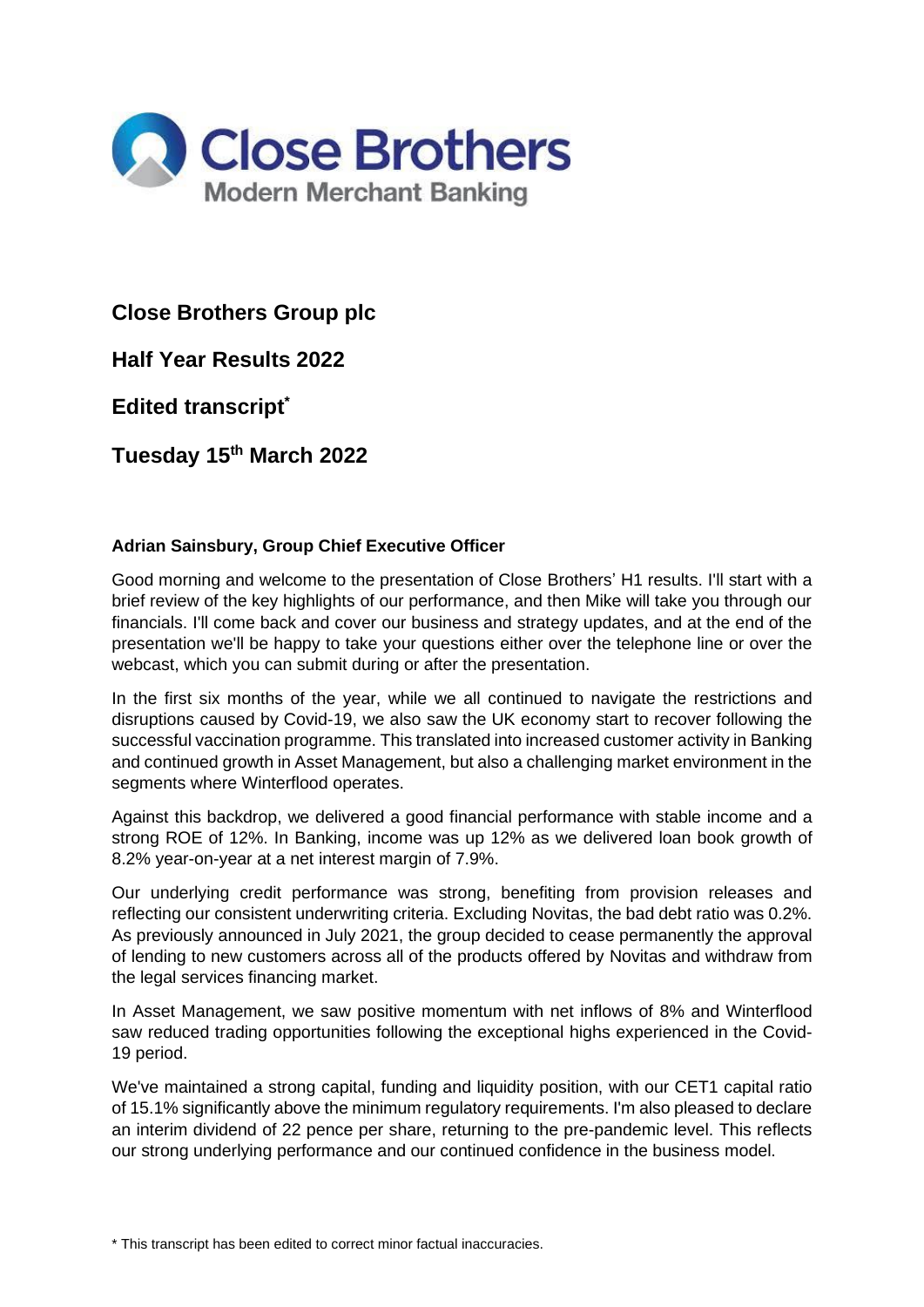# Close Brothers Group plc

## Half Year Results 2022

## Edited transcript*

## Tuesday 15th March 2022

**Adrian Sainsbury, Group Chief Executive Officer**

Good morning and welcome to the presentation of Close Brothers' H1 results. I'll start with a brief review of the key highlights of our performance, and then Mike will take you through our financials. I'll come back and cover our business and strategy updates, and at the end of the presentation we'll be happy to take your questions either over the telephone line or over the webcast, which you can submit during or after the presentation.

In the first six months of the year, while we all continued to navigate the restrictions and disruptions caused by Covid-19, we also saw the UK economy start to recover following the successful vaccination programme. This translated into increased customer activity in Banking and continued growth in Asset Management, but also a challenging market environment in the segments where Winterflood operates.

Against this backdrop, we delivered a good financial performance with stable income and a strong ROE of 12%. In Banking, income was up 12% as we delivered loan book growth of 8.2% year-on-year at a net interest margin of 7.9%.

Our underlying credit performance was strong, benefiting from provision releases and reflecting our consistent underwriting criteria. Excluding Novitas, the bad debt ratio was 0.2%. As previously announced in July 2021, the group decided to cease permanently the approval of lending to new customers across all of the products offered by Novitas and withdraw from the legal services financing market.

In Asset Management, we saw positive momentum with net inflows of 8% and Winterflood saw reduced trading opportunities following the exceptional highs experienced in the Covid-19 period.

We've maintained a strong capital, funding and liquidity position, with our CET1 capital ratio of 15.1% significantly above the minimum regulatory requirements. I'm also pleased to declare an interim dividend of 22 pence per share, returning to the pre-pandemic level. This reflects our strong underlying performance and our continued confidence in the business model.

* This transcript has been edited to correct minor factual inaccuracies.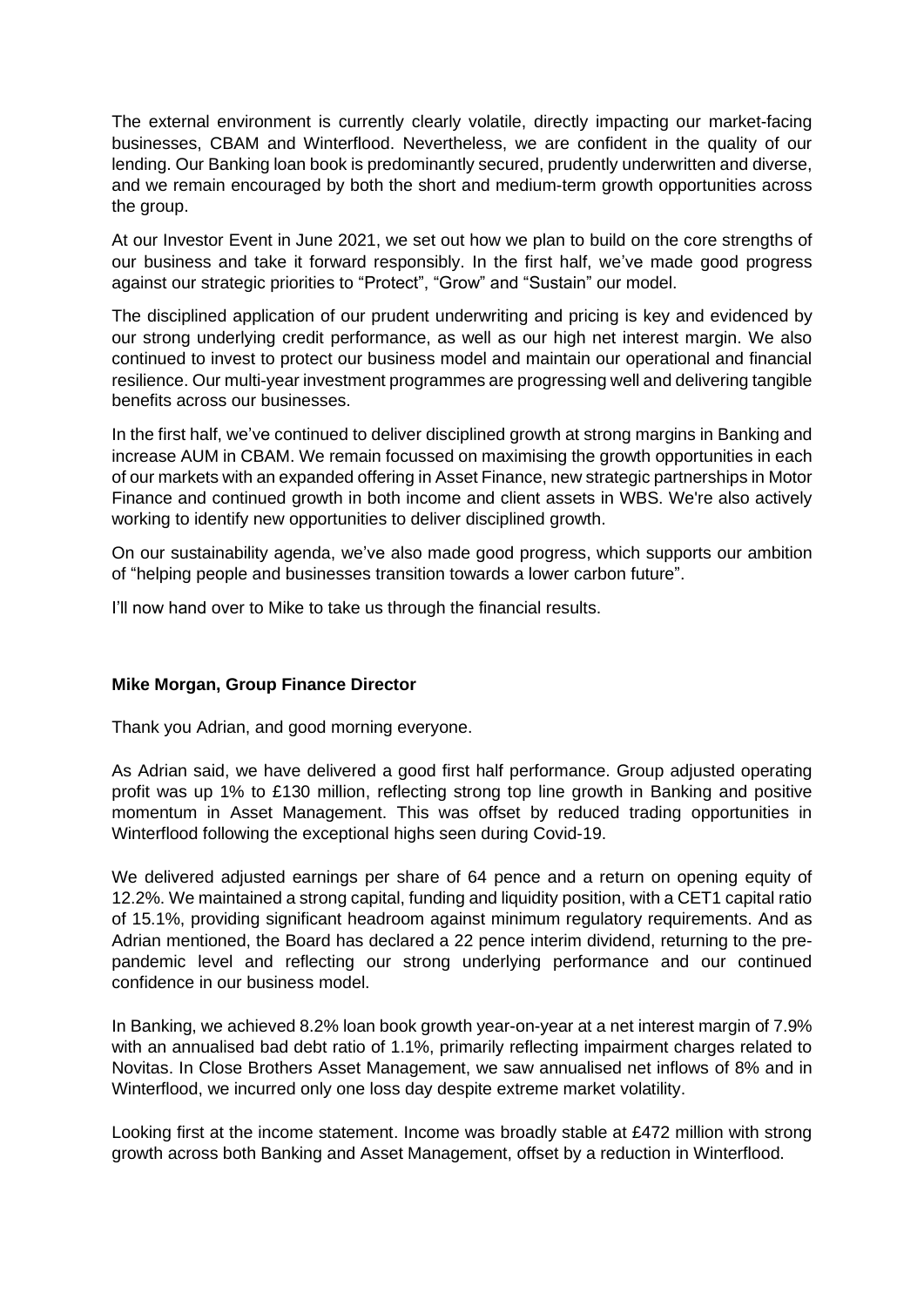The external environment is currently clearly volatile, directly impacting our market-facing businesses, CBAM and Winterflood. Nevertheless, we are confident in the quality of our lending. Our Banking loan book is predominantly secured, prudently underwritten and diverse, and we remain encouraged by both the short and medium-term growth opportunities across the group.

At our Investor Event in June 2021, we set out how we plan to build on the core strengths of our business and take it forward responsibly. In the first half, we've made good progress against our strategic priorities to "Protect", "Grow" and "Sustain" our model.

The disciplined application of our prudent underwriting and pricing is key and evidenced by our strong underlying credit performance, as well as our high net interest margin. We also continued to invest to protect our business model and maintain our operational and financial resilience. Our multi-year investment programmes are progressing well and delivering tangible benefits across our businesses.

In the first half, we've continued to deliver disciplined growth at strong margins in Banking and increase AUM in CBAM. We remain focussed on maximising the growth opportunities in each of our markets with an expanded offering in Asset Finance, new strategic partnerships in Motor Finance and continued growth in both income and client assets in WBS. We're also actively working to identify new opportunities to deliver disciplined growth.

On our sustainability agenda, we've also made good progress, which supports our ambition of "helping people and businesses transition towards a lower carbon future".

I'll now hand over to Mike to take us through the financial results.

**Mike Morgan, Group Finance Director**

Thank you Adrian, and good morning everyone.

As Adrian said, we have delivered a good first half performance. Group adjusted operating profit was up 1% to £130 million, reflecting strong top line growth in Banking and positive momentum in Asset Management. This was offset by reduced trading opportunities in Winterflood following the exceptional highs seen during Covid-19.

We delivered adjusted earnings per share of 64 pence and a return on opening equity of 12.2%. We maintained a strong capital, funding and liquidity position, with a CET1 capital ratio of 15.1%, providing significant headroom against minimum regulatory requirements. And as Adrian mentioned, the Board has declared a 22 pence interim dividend, returning to the pre-pandemic level and reflecting our strong underlying performance and our continued confidence in our business model.

In Banking, we achieved 8.2% loan book growth year-on-year at a net interest margin of 7.9% with an annualised bad debt ratio of 1.1%, primarily reflecting impairment charges related to Novitas. In Close Brothers Asset Management, we saw annualised net inflows of 8% and in Winterflood, we incurred only one loss day despite extreme market volatility.

Looking first at the income statement. Income was broadly stable at £472 million with strong growth across both Banking and Asset Management, offset by a reduction in Winterflood.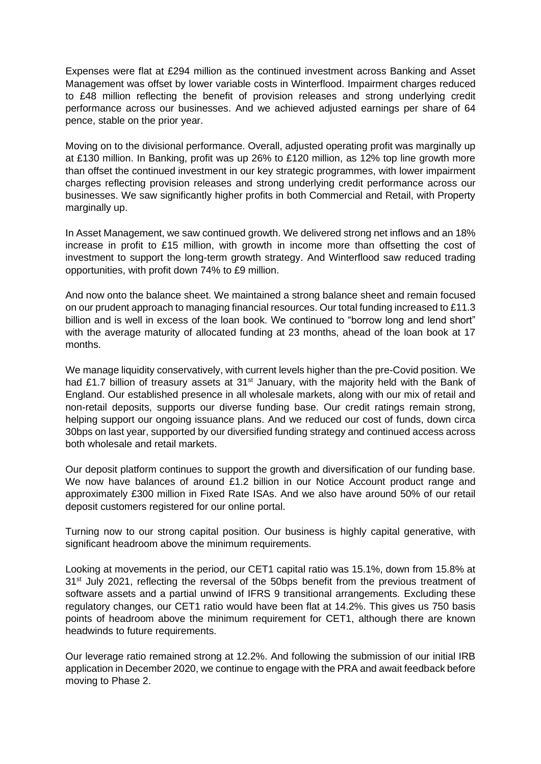Expenses were flat at £294 million as the continued investment across Banking and Asset Management was offset by lower variable costs in Winterflood. Impairment charges reduced to £48 million reflecting the benefit of provision releases and strong underlying credit performance across our businesses. And we achieved adjusted earnings per share of 64 pence, stable on the prior year.

Moving on to the divisional performance. Overall, adjusted operating profit was marginally up at £130 million. In Banking, profit was up 26% to £120 million, as 12% top line growth more than offset the continued investment in our key strategic programmes, with lower impairment charges reflecting provision releases and strong underlying credit performance across our businesses. We saw significantly higher profits in both Commercial and Retail, with Property marginally up.

In Asset Management, we saw continued growth. We delivered strong net inflows and an 18% increase in profit to £15 million, with growth in income more than offsetting the cost of investment to support the long-term growth strategy. And Winterflood saw reduced trading opportunities, with profit down 74% to £9 million.

And now onto the balance sheet. We maintained a strong balance sheet and remain focused on our prudent approach to managing financial resources. Our total funding increased to £11.3 billion and is well in excess of the loan book. We continued to "borrow long and lend short" with the average maturity of allocated funding at 23 months, ahead of the loan book at 17 months.

We manage liquidity conservatively, with current levels higher than the pre-Covid position. We had £1.7 billion of treasury assets at 31st January, with the majority held with the Bank of England. Our established presence in all wholesale markets, along with our mix of retail and non-retail deposits, supports our diverse funding base. Our credit ratings remain strong, helping support our ongoing issuance plans. And we reduced our cost of funds, down circa 30bps on last year, supported by our diversified funding strategy and continued access across both wholesale and retail markets.

Our deposit platform continues to support the growth and diversification of our funding base. We now have balances of around £1.2 billion in our Notice Account product range and approximately £300 million in Fixed Rate ISAs. And we also have around 50% of our retail deposit customers registered for our online portal.

Turning now to our strong capital position. Our business is highly capital generative, with significant headroom above the minimum requirements.

Looking at movements in the period, our CET1 capital ratio was 15.1%, down from 15.8% at 31st July 2021, reflecting the reversal of the 50bps benefit from the previous treatment of software assets and a partial unwind of IFRS 9 transitional arrangements. Excluding these regulatory changes, our CET1 ratio would have been flat at 14.2%. This gives us 750 basis points of headroom above the minimum requirement for CET1, although there are known headwinds to future requirements.

Our leverage ratio remained strong at 12.2%. And following the submission of our initial IRB application in December 2020, we continue to engage with the PRA and await feedback before moving to Phase 2.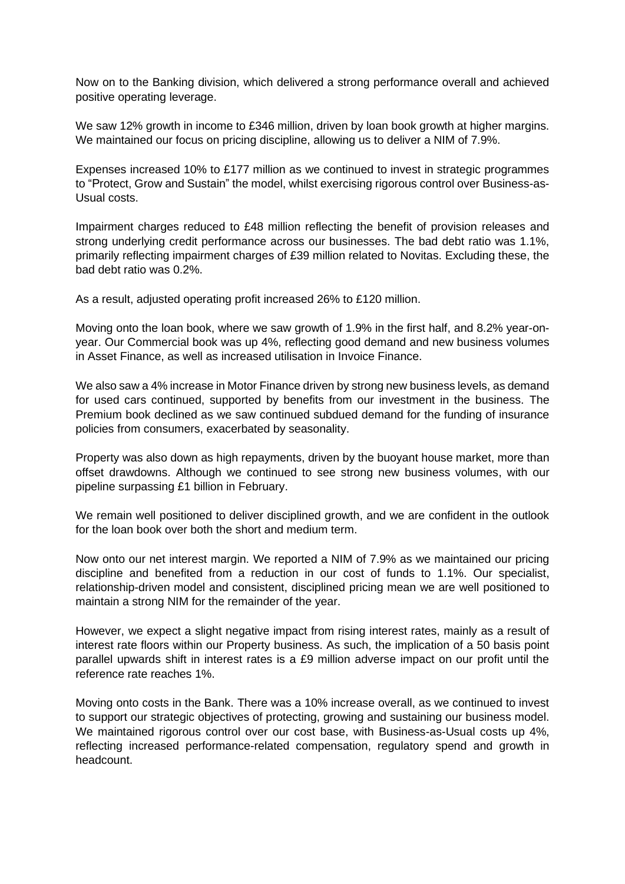Now on to the Banking division, which delivered a strong performance overall and achieved positive operating leverage.

We saw 12% growth in income to £346 million, driven by loan book growth at higher margins. We maintained our focus on pricing discipline, allowing us to deliver a NIM of 7.9%.

Expenses increased 10% to £177 million as we continued to invest in strategic programmes to "Protect, Grow and Sustain" the model, whilst exercising rigorous control over Business-as-Usual costs.

Impairment charges reduced to £48 million reflecting the benefit of provision releases and strong underlying credit performance across our businesses. The bad debt ratio was 1.1%, primarily reflecting impairment charges of £39 million related to Novitas. Excluding these, the bad debt ratio was 0.2%.

As a result, adjusted operating profit increased 26% to £120 million.

Moving onto the loan book, where we saw growth of 1.9% in the first half, and 8.2% year-on-year. Our Commercial book was up 4%, reflecting good demand and new business volumes in Asset Finance, as well as increased utilisation in Invoice Finance.

We also saw a 4% increase in Motor Finance driven by strong new business levels, as demand for used cars continued, supported by benefits from our investment in the business. The Premium book declined as we saw continued subdued demand for the funding of insurance policies from consumers, exacerbated by seasonality.

Property was also down as high repayments, driven by the buoyant house market, more than offset drawdowns. Although we continued to see strong new business volumes, with our pipeline surpassing £1 billion in February.

We remain well positioned to deliver disciplined growth, and we are confident in the outlook for the loan book over both the short and medium term.

Now onto our net interest margin. We reported a NIM of 7.9% as we maintained our pricing discipline and benefited from a reduction in our cost of funds to 1.1%. Our specialist, relationship-driven model and consistent, disciplined pricing mean we are well positioned to maintain a strong NIM for the remainder of the year.

However, we expect a slight negative impact from rising interest rates, mainly as a result of interest rate floors within our Property business. As such, the implication of a 50 basis point parallel upwards shift in interest rates is a £9 million adverse impact on our profit until the reference rate reaches 1%.

Moving onto costs in the Bank. There was a 10% increase overall, as we continued to invest to support our strategic objectives of protecting, growing and sustaining our business model. We maintained rigorous control over our cost base, with Business-as-Usual costs up 4%, reflecting increased performance-related compensation, regulatory spend and growth in headcount.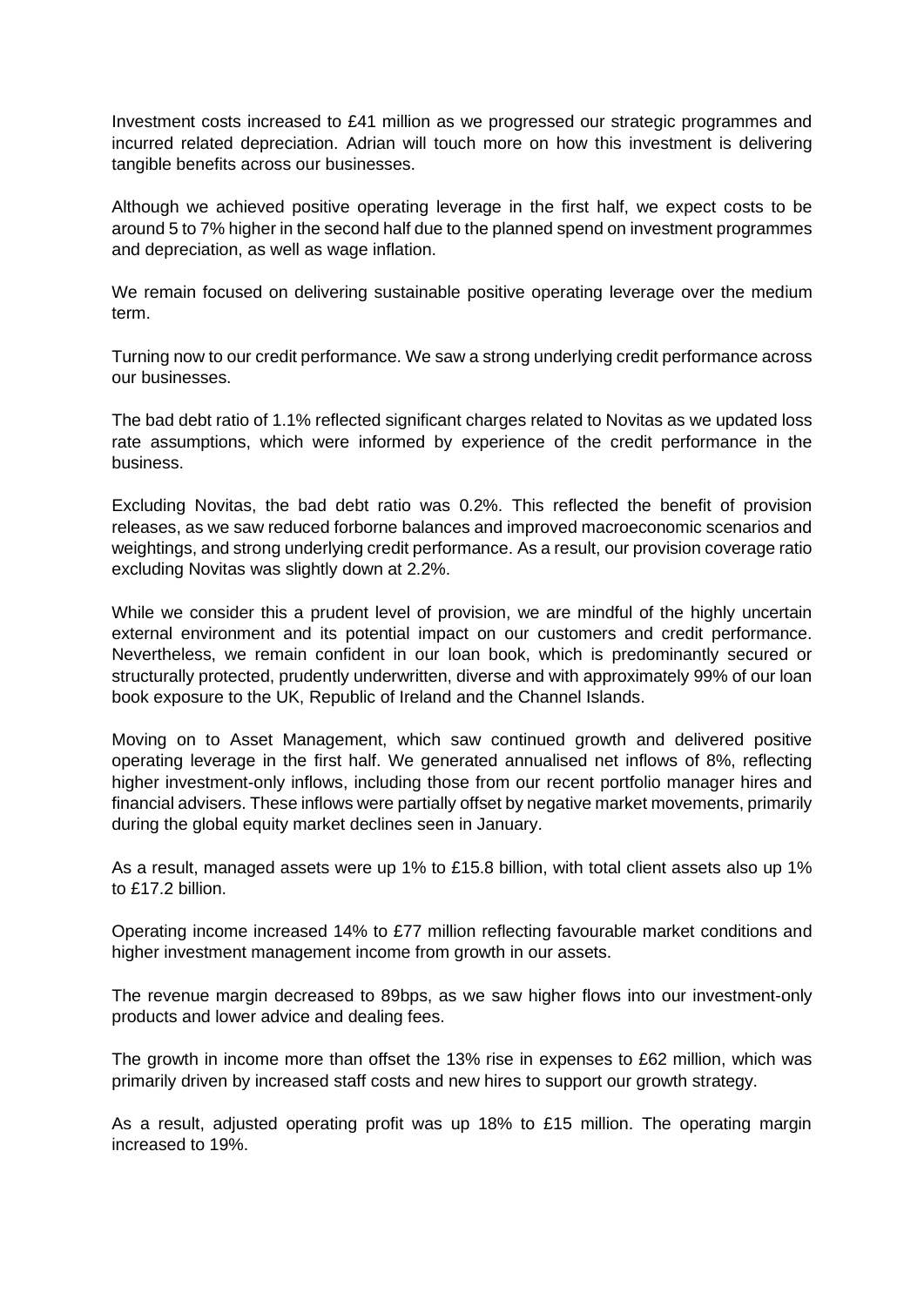Investment costs increased to £41 million as we progressed our strategic programmes and incurred related depreciation. Adrian will touch more on how this investment is delivering tangible benefits across our businesses.

Although we achieved positive operating leverage in the first half, we expect costs to be around 5 to 7% higher in the second half due to the planned spend on investment programmes and depreciation, as well as wage inflation.

We remain focused on delivering sustainable positive operating leverage over the medium term.

Turning now to our credit performance. We saw a strong underlying credit performance across our businesses.

The bad debt ratio of 1.1% reflected significant charges related to Novitas as we updated loss rate assumptions, which were informed by experience of the credit performance in the business.

Excluding Novitas, the bad debt ratio was 0.2%. This reflected the benefit of provision releases, as we saw reduced forborne balances and improved macroeconomic scenarios and weightings, and strong underlying credit performance. As a result, our provision coverage ratio excluding Novitas was slightly down at 2.2%.

While we consider this a prudent level of provision, we are mindful of the highly uncertain external environment and its potential impact on our customers and credit performance. Nevertheless, we remain confident in our loan book, which is predominantly secured or structurally protected, prudently underwritten, diverse and with approximately 99% of our loan book exposure to the UK, Republic of Ireland and the Channel Islands.

Moving on to Asset Management, which saw continued growth and delivered positive operating leverage in the first half. We generated annualised net inflows of 8%, reflecting higher investment-only inflows, including those from our recent portfolio manager hires and financial advisers. These inflows were partially offset by negative market movements, primarily during the global equity market declines seen in January.

As a result, managed assets were up 1% to £15.8 billion, with total client assets also up 1% to £17.2 billion.

Operating income increased 14% to £77 million reflecting favourable market conditions and higher investment management income from growth in our assets.

The revenue margin decreased to 89bps, as we saw higher flows into our investment-only products and lower advice and dealing fees.

The growth in income more than offset the 13% rise in expenses to £62 million, which was primarily driven by increased staff costs and new hires to support our growth strategy.

As a result, adjusted operating profit was up 18% to £15 million. The operating margin increased to 19%.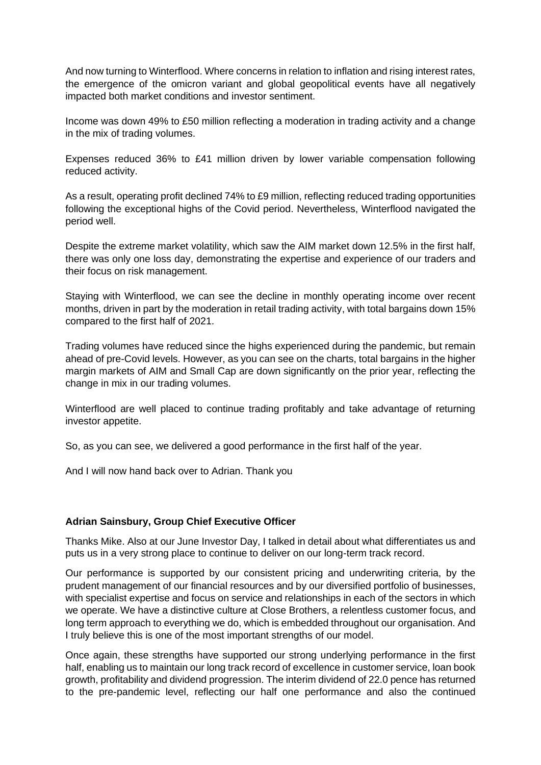And now turning to Winterflood. Where concerns in relation to inflation and rising interest rates, the emergence of the omicron variant and global geopolitical events have all negatively impacted both market conditions and investor sentiment.

Income was down 49% to £50 million reflecting a moderation in trading activity and a change in the mix of trading volumes.

Expenses reduced 36% to £41 million driven by lower variable compensation following reduced activity.

As a result, operating profit declined 74% to £9 million, reflecting reduced trading opportunities following the exceptional highs of the Covid period. Nevertheless, Winterflood navigated the period well.

Despite the extreme market volatility, which saw the AIM market down 12.5% in the first half, there was only one loss day, demonstrating the expertise and experience of our traders and their focus on risk management.

Staying with Winterflood, we can see the decline in monthly operating income over recent months, driven in part by the moderation in retail trading activity, with total bargains down 15% compared to the first half of 2021.

Trading volumes have reduced since the highs experienced during the pandemic, but remain ahead of pre-Covid levels. However, as you can see on the charts, total bargains in the higher margin markets of AIM and Small Cap are down significantly on the prior year, reflecting the change in mix in our trading volumes.

Winterflood are well placed to continue trading profitably and take advantage of returning investor appetite.

So, as you can see, we delivered a good performance in the first half of the year.

And I will now hand back over to Adrian. Thank you

**Adrian Sainsbury, Group Chief Executive Officer**

Thanks Mike. Also at our June Investor Day, I talked in detail about what differentiates us and puts us in a very strong place to continue to deliver on our long-term track record.

Our performance is supported by our consistent pricing and underwriting criteria, by the prudent management of our financial resources and by our diversified portfolio of businesses, with specialist expertise and focus on service and relationships in each of the sectors in which we operate. We have a distinctive culture at Close Brothers, a relentless customer focus, and long term approach to everything we do, which is embedded throughout our organisation. And I truly believe this is one of the most important strengths of our model.

Once again, these strengths have supported our strong underlying performance in the first half, enabling us to maintain our long track record of excellence in customer service, loan book growth, profitability and dividend progression. The interim dividend of 22.0 pence has returned to the pre-pandemic level, reflecting our half one performance and also the continued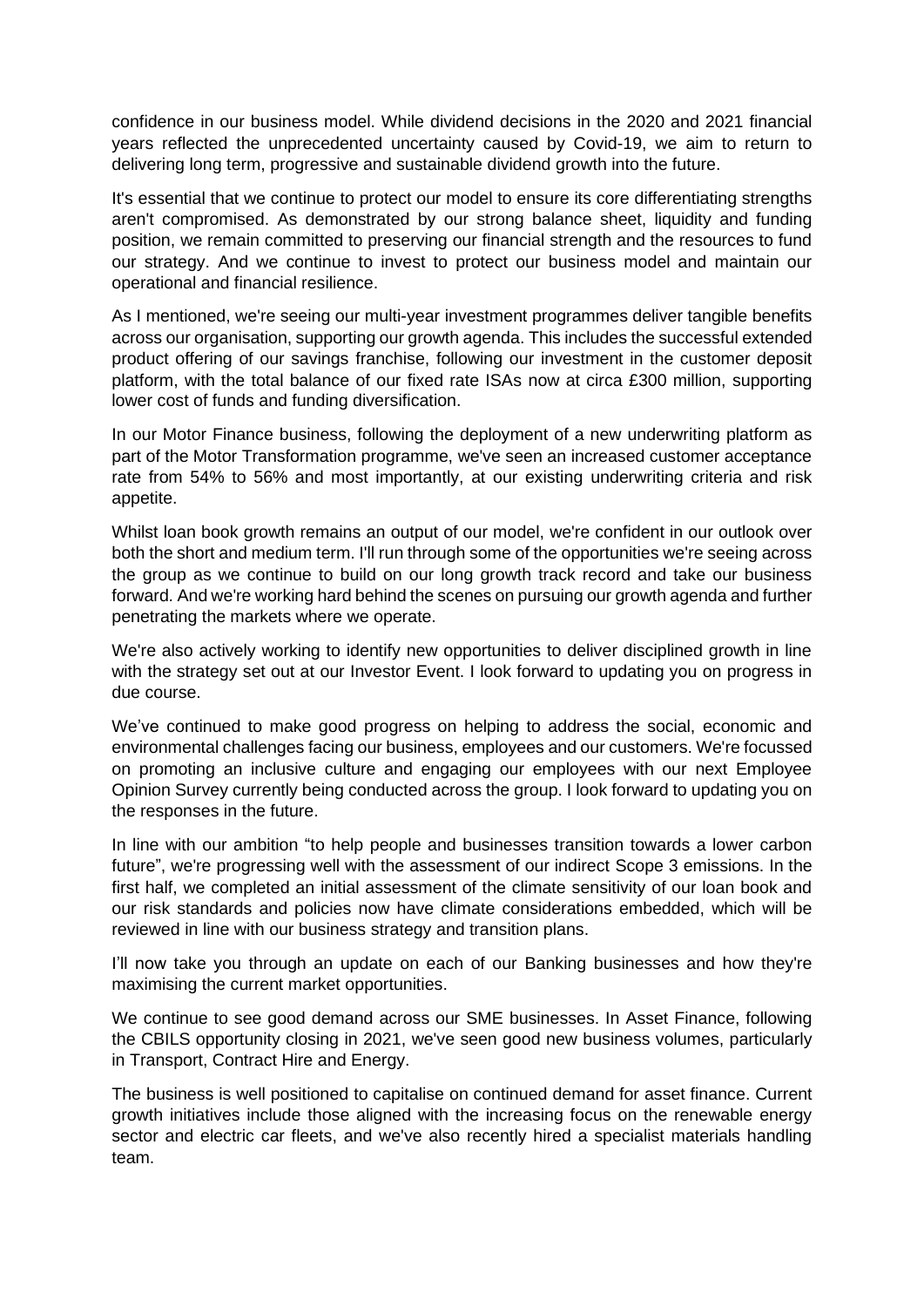confidence in our business model. While dividend decisions in the 2020 and 2021 financial years reflected the unprecedented uncertainty caused by Covid-19, we aim to return to delivering long term, progressive and sustainable dividend growth into the future.

It's essential that we continue to protect our model to ensure its core differentiating strengths aren't compromised. As demonstrated by our strong balance sheet, liquidity and funding position, we remain committed to preserving our financial strength and the resources to fund our strategy. And we continue to invest to protect our business model and maintain our operational and financial resilience.

As I mentioned, we're seeing our multi-year investment programmes deliver tangible benefits across our organisation, supporting our growth agenda. This includes the successful extended product offering of our savings franchise, following our investment in the customer deposit platform, with the total balance of our fixed rate ISAs now at circa £300 million, supporting lower cost of funds and funding diversification.

In our Motor Finance business, following the deployment of a new underwriting platform as part of the Motor Transformation programme, we've seen an increased customer acceptance rate from 54% to 56% and most importantly, at our existing underwriting criteria and risk appetite.

Whilst loan book growth remains an output of our model, we're confident in our outlook over both the short and medium term. I'll run through some of the opportunities we're seeing across the group as we continue to build on our long growth track record and take our business forward. And we're working hard behind the scenes on pursuing our growth agenda and further penetrating the markets where we operate.

We're also actively working to identify new opportunities to deliver disciplined growth in line with the strategy set out at our Investor Event. I look forward to updating you on progress in due course.

We've continued to make good progress on helping to address the social, economic and environmental challenges facing our business, employees and our customers. We're focussed on promoting an inclusive culture and engaging our employees with our next Employee Opinion Survey currently being conducted across the group. I look forward to updating you on the responses in the future.

In line with our ambition "to help people and businesses transition towards a lower carbon future", we're progressing well with the assessment of our indirect Scope 3 emissions. In the first half, we completed an initial assessment of the climate sensitivity of our loan book and our risk standards and policies now have climate considerations embedded, which will be reviewed in line with our business strategy and transition plans.

I'll now take you through an update on each of our Banking businesses and how they're maximising the current market opportunities.

We continue to see good demand across our SME businesses. In Asset Finance, following the CBILS opportunity closing in 2021, we've seen good new business volumes, particularly in Transport, Contract Hire and Energy.

The business is well positioned to capitalise on continued demand for asset finance. Current growth initiatives include those aligned with the increasing focus on the renewable energy sector and electric car fleets, and we've also recently hired a specialist materials handling team.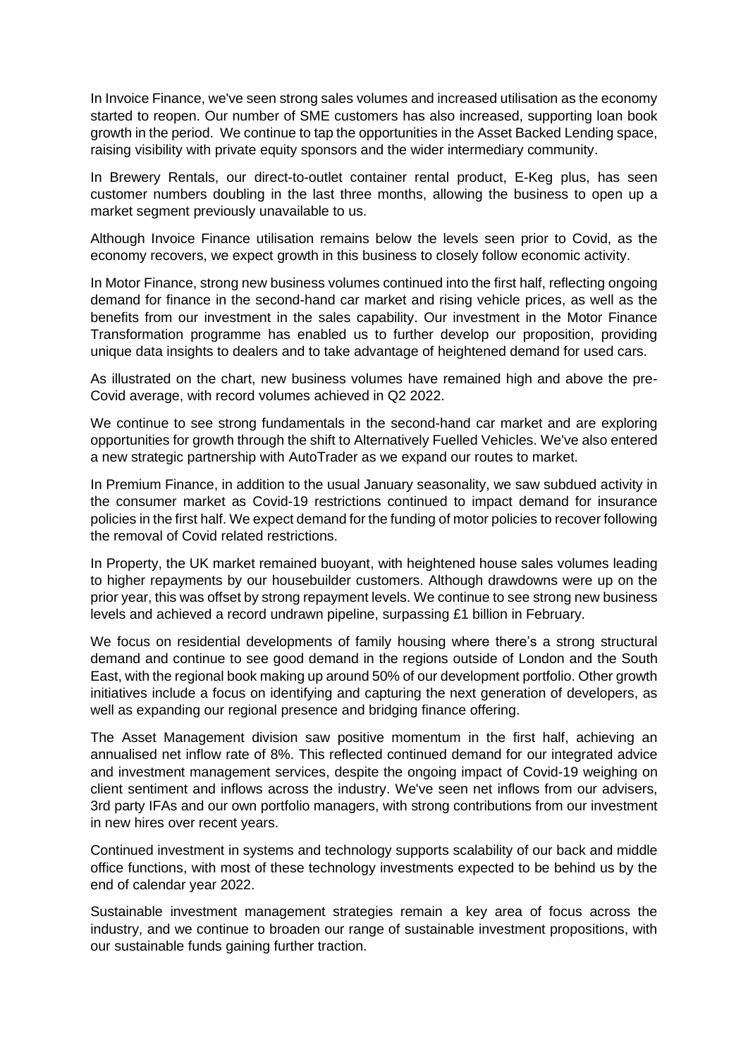In Invoice Finance, we've seen strong sales volumes and increased utilisation as the economy started to reopen. Our number of SME customers has also increased, supporting loan book growth in the period. We continue to tap the opportunities in the Asset Backed Lending space, raising visibility with private equity sponsors and the wider intermediary community.

In Brewery Rentals, our direct-to-outlet container rental product, E-Keg plus, has seen customer numbers doubling in the last three months, allowing the business to open up a market segment previously unavailable to us.

Although Invoice Finance utilisation remains below the levels seen prior to Covid, as the economy recovers, we expect growth in this business to closely follow economic activity.

In Motor Finance, strong new business volumes continued into the first half, reflecting ongoing demand for finance in the second-hand car market and rising vehicle prices, as well as the benefits from our investment in the sales capability. Our investment in the Motor Finance Transformation programme has enabled us to further develop our proposition, providing unique data insights to dealers and to take advantage of heightened demand for used cars.

As illustrated on the chart, new business volumes have remained high and above the pre-Covid average, with record volumes achieved in Q2 2022.

We continue to see strong fundamentals in the second-hand car market and are exploring opportunities for growth through the shift to Alternatively Fuelled Vehicles. We've also entered a new strategic partnership with AutoTrader as we expand our routes to market.

In Premium Finance, in addition to the usual January seasonality, we saw subdued activity in the consumer market as Covid-19 restrictions continued to impact demand for insurance policies in the first half. We expect demand for the funding of motor policies to recover following the removal of Covid related restrictions.

In Property, the UK market remained buoyant, with heightened house sales volumes leading to higher repayments by our housebuilder customers. Although drawdowns were up on the prior year, this was offset by strong repayment levels. We continue to see strong new business levels and achieved a record undrawn pipeline, surpassing £1 billion in February.

We focus on residential developments of family housing where there's a strong structural demand and continue to see good demand in the regions outside of London and the South East, with the regional book making up around 50% of our development portfolio. Other growth initiatives include a focus on identifying and capturing the next generation of developers, as well as expanding our regional presence and bridging finance offering.

The Asset Management division saw positive momentum in the first half, achieving an annualised net inflow rate of 8%. This reflected continued demand for our integrated advice and investment management services, despite the ongoing impact of Covid-19 weighing on client sentiment and inflows across the industry. We've seen net inflows from our advisers, 3rd party IFAs and our own portfolio managers, with strong contributions from our investment in new hires over recent years.

Continued investment in systems and technology supports scalability of our back and middle office functions, with most of these technology investments expected to be behind us by the end of calendar year 2022.

Sustainable investment management strategies remain a key area of focus across the industry, and we continue to broaden our range of sustainable investment propositions, with our sustainable funds gaining further traction.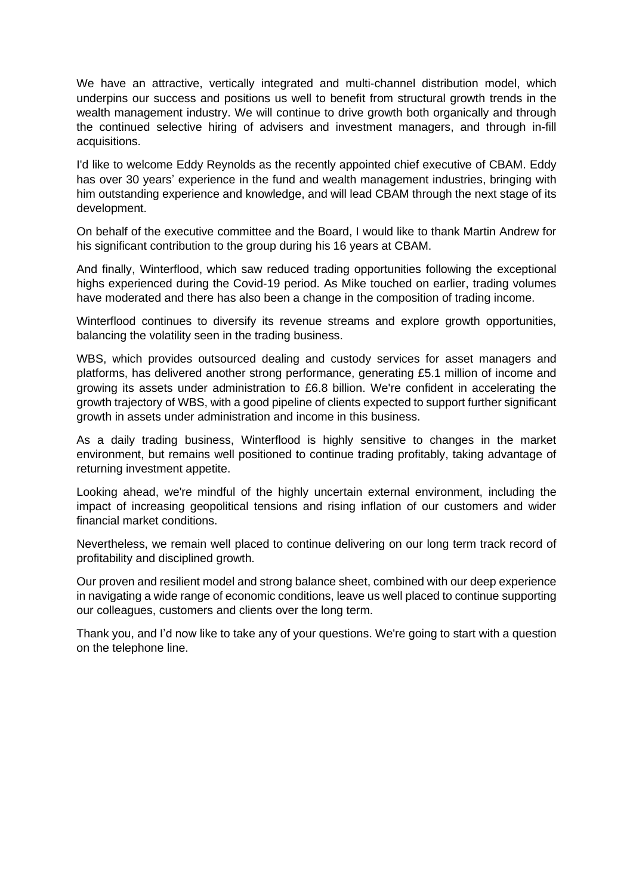We have an attractive, vertically integrated and multi-channel distribution model, which underpins our success and positions us well to benefit from structural growth trends in the wealth management industry. We will continue to drive growth both organically and through the continued selective hiring of advisers and investment managers, and through in-fill acquisitions.

I'd like to welcome Eddy Reynolds as the recently appointed chief executive of CBAM. Eddy has over 30 years' experience in the fund and wealth management industries, bringing with him outstanding experience and knowledge, and will lead CBAM through the next stage of its development.

On behalf of the executive committee and the Board, I would like to thank Martin Andrew for his significant contribution to the group during his 16 years at CBAM.

And finally, Winterflood, which saw reduced trading opportunities following the exceptional highs experienced during the Covid-19 period. As Mike touched on earlier, trading volumes have moderated and there has also been a change in the composition of trading income.

Winterflood continues to diversify its revenue streams and explore growth opportunities, balancing the volatility seen in the trading business.

WBS, which provides outsourced dealing and custody services for asset managers and platforms, has delivered another strong performance, generating £5.1 million of income and growing its assets under administration to £6.8 billion. We're confident in accelerating the growth trajectory of WBS, with a good pipeline of clients expected to support further significant growth in assets under administration and income in this business.

As a daily trading business, Winterflood is highly sensitive to changes in the market environment, but remains well positioned to continue trading profitably, taking advantage of returning investment appetite.

Looking ahead, we're mindful of the highly uncertain external environment, including the impact of increasing geopolitical tensions and rising inflation of our customers and wider financial market conditions.

Nevertheless, we remain well placed to continue delivering on our long term track record of profitability and disciplined growth.

Our proven and resilient model and strong balance sheet, combined with our deep experience in navigating a wide range of economic conditions, leave us well placed to continue supporting our colleagues, customers and clients over the long term.

Thank you, and I'd now like to take any of your questions. We're going to start with a question on the telephone line.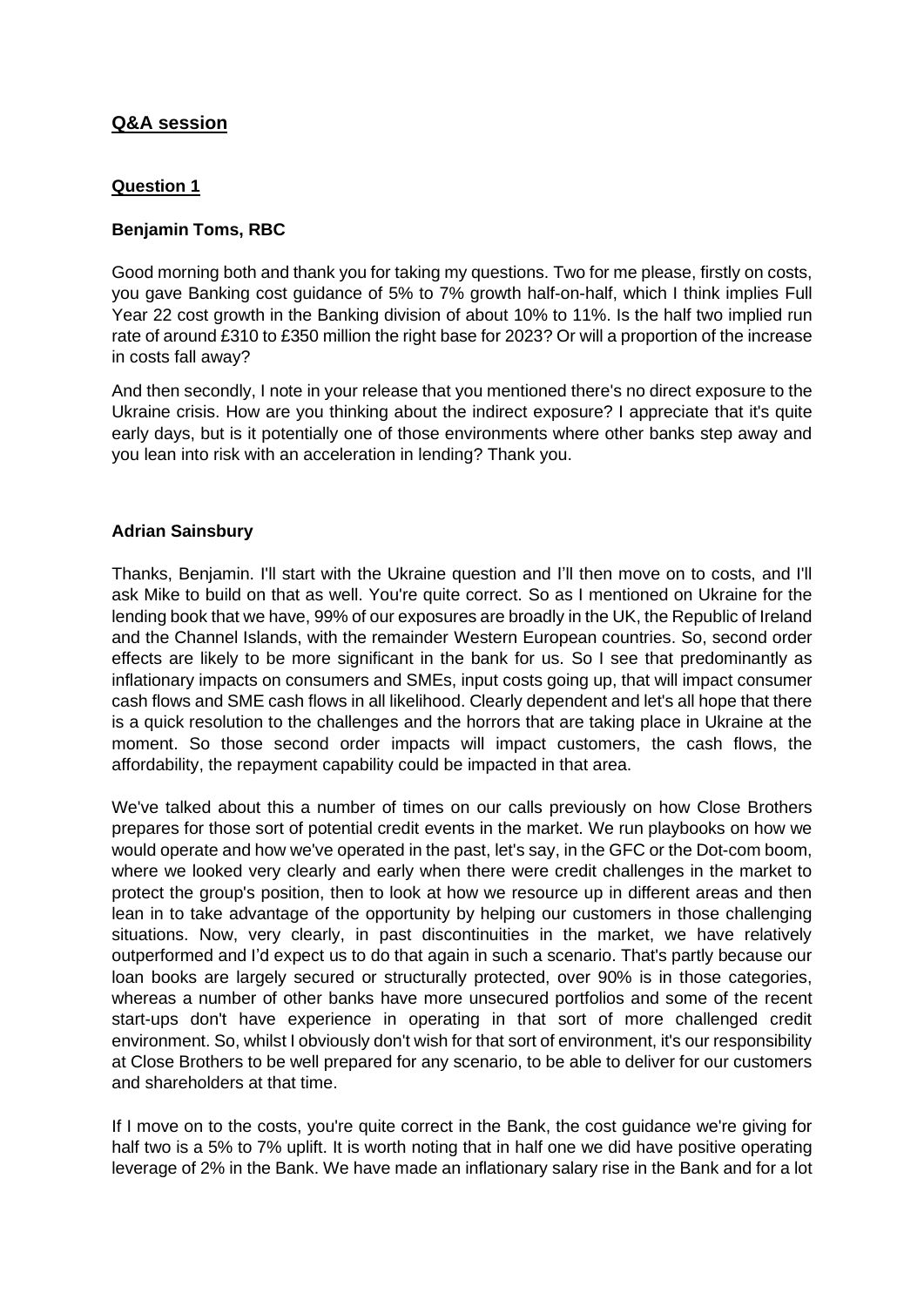## Q&A session

### Question 1

**Benjamin Toms, RBC**

Good morning both and thank you for taking my questions. Two for me please, firstly on costs, you gave Banking cost guidance of 5% to 7% growth half-on-half, which I think implies Full Year 22 cost growth in the Banking division of about 10% to 11%. Is the half two implied run rate of around £310 to £350 million the right base for 2023? Or will a proportion of the increase in costs fall away?

And then secondly, I note in your release that you mentioned there's no direct exposure to the Ukraine crisis. How are you thinking about the indirect exposure? I appreciate that it's quite early days, but is it potentially one of those environments where other banks step away and you lean into risk with an acceleration in lending? Thank you.

**Adrian Sainsbury**

Thanks, Benjamin. I'll start with the Ukraine question and I'll then move on to costs, and I'll ask Mike to build on that as well. You're quite correct. So as I mentioned on Ukraine for the lending book that we have, 99% of our exposures are broadly in the UK, the Republic of Ireland and the Channel Islands, with the remainder Western European countries. So, second order effects are likely to be more significant in the bank for us. So I see that predominantly as inflationary impacts on consumers and SMEs, input costs going up, that will impact consumer cash flows and SME cash flows in all likelihood. Clearly dependent and let's all hope that there is a quick resolution to the challenges and the horrors that are taking place in Ukraine at the moment. So those second order impacts will impact customers, the cash flows, the affordability, the repayment capability could be impacted in that area.

We've talked about this a number of times on our calls previously on how Close Brothers prepares for those sort of potential credit events in the market. We run playbooks on how we would operate and how we've operated in the past, let's say, in the GFC or the Dot-com boom, where we looked very clearly and early when there were credit challenges in the market to protect the group's position, then to look at how we resource up in different areas and then lean in to take advantage of the opportunity by helping our customers in those challenging situations. Now, very clearly, in past discontinuities in the market, we have relatively outperformed and I'd expect us to do that again in such a scenario. That's partly because our loan books are largely secured or structurally protected, over 90% is in those categories, whereas a number of other banks have more unsecured portfolios and some of the recent start-ups don't have experience in operating in that sort of more challenged credit environment. So, whilst I obviously don't wish for that sort of environment, it's our responsibility at Close Brothers to be well prepared for any scenario, to be able to deliver for our customers and shareholders at that time.

If I move on to the costs, you're quite correct in the Bank, the cost guidance we're giving for half two is a 5% to 7% uplift. It is worth noting that in half one we did have positive operating leverage of 2% in the Bank. We have made an inflationary salary rise in the Bank and for a lot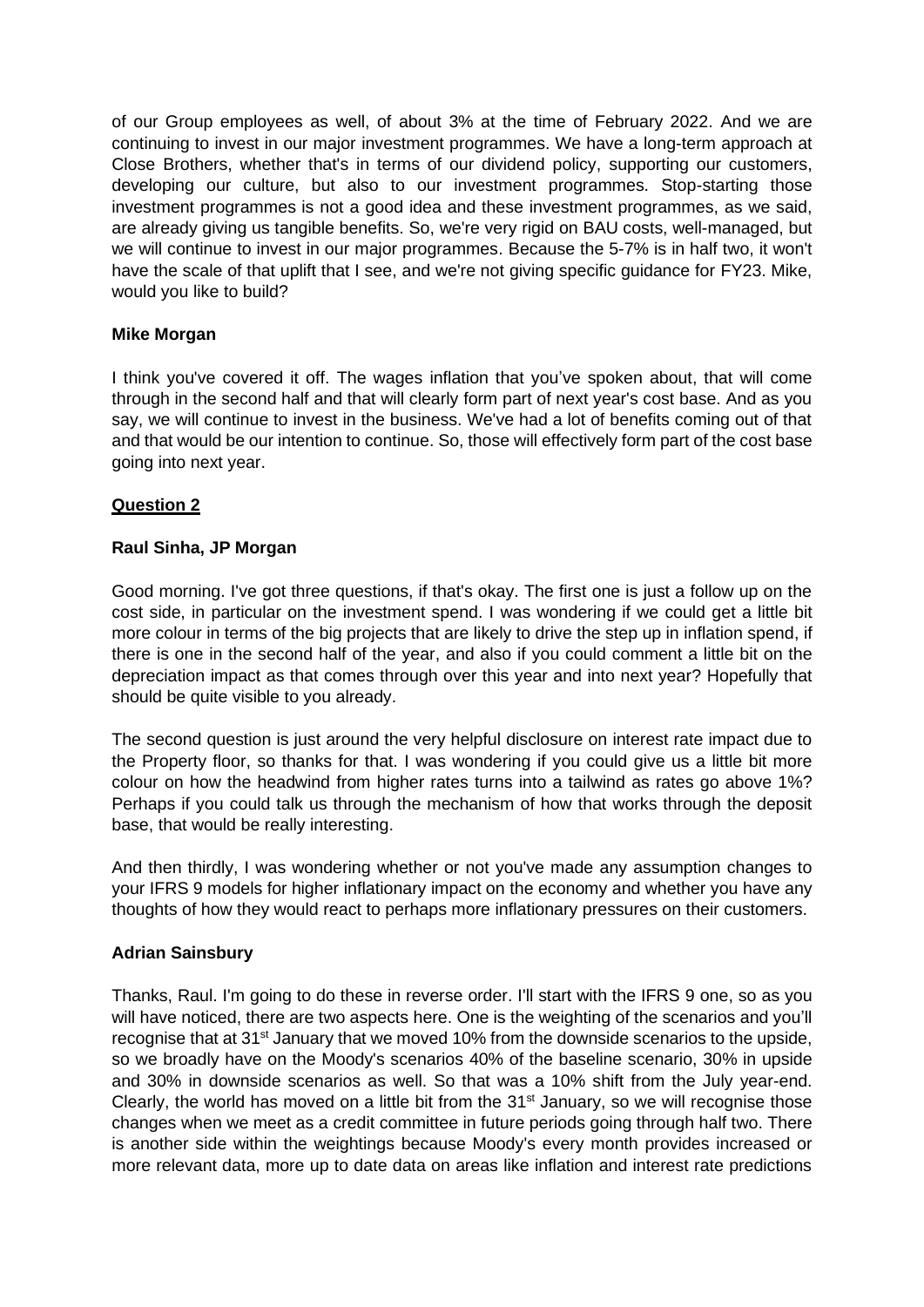of our Group employees as well, of about 3% at the time of February 2022. And we are continuing to invest in our major investment programmes. We have a long-term approach at Close Brothers, whether that's in terms of our dividend policy, supporting our customers, developing our culture, but also to our investment programmes. Stop-starting those investment programmes is not a good idea and these investment programmes, as we said, are already giving us tangible benefits. So, we're very rigid on BAU costs, well-managed, but we will continue to invest in our major programmes. Because the 5-7% is in half two, it won't have the scale of that uplift that I see, and we're not giving specific guidance for FY23. Mike, would you like to build?

**Mike Morgan**

I think you've covered it off. The wages inflation that you've spoken about, that will come through in the second half and that will clearly form part of next year's cost base. And as you say, we will continue to invest in the business. We've had a lot of benefits coming out of that and that would be our intention to continue. So, those will effectively form part of the cost base going into next year.

**Question 2**

**Raul Sinha, JP Morgan**

Good morning. I've got three questions, if that's okay. The first one is just a follow up on the cost side, in particular on the investment spend. I was wondering if we could get a little bit more colour in terms of the big projects that are likely to drive the step up in inflation spend, if there is one in the second half of the year, and also if you could comment a little bit on the depreciation impact as that comes through over this year and into next year? Hopefully that should be quite visible to you already.

The second question is just around the very helpful disclosure on interest rate impact due to the Property floor, so thanks for that. I was wondering if you could give us a little bit more colour on how the headwind from higher rates turns into a tailwind as rates go above 1%? Perhaps if you could talk us through the mechanism of how that works through the deposit base, that would be really interesting.

And then thirdly, I was wondering whether or not you've made any assumption changes to your IFRS 9 models for higher inflationary impact on the economy and whether you have any thoughts of how they would react to perhaps more inflationary pressures on their customers.

**Adrian Sainsbury**

Thanks, Raul. I'm going to do these in reverse order. I'll start with the IFRS 9 one, so as you will have noticed, there are two aspects here. One is the weighting of the scenarios and you'll recognise that at 31st January that we moved 10% from the downside scenarios to the upside, so we broadly have on the Moody's scenarios 40% of the baseline scenario, 30% in upside and 30% in downside scenarios as well. So that was a 10% shift from the July year-end. Clearly, the world has moved on a little bit from the 31st January, so we will recognise those changes when we meet as a credit committee in future periods going through half two. There is another side within the weightings because Moody's every month provides increased or more relevant data, more up to date data on areas like inflation and interest rate predictions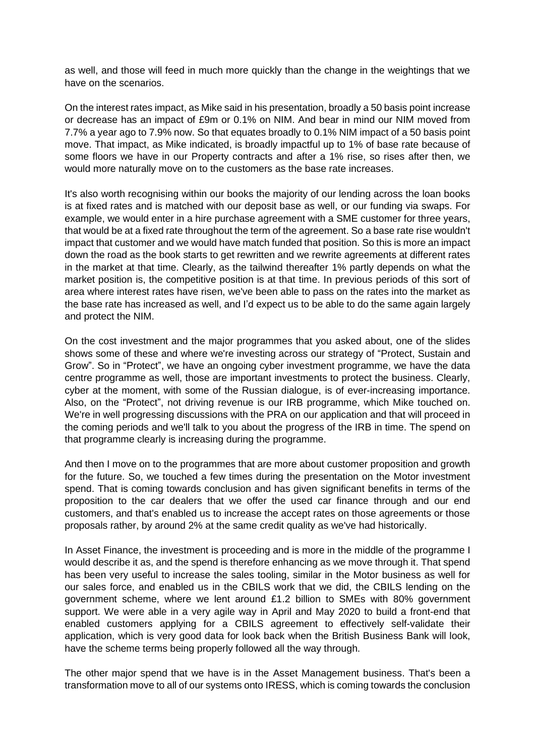as well, and those will feed in much more quickly than the change in the weightings that we have on the scenarios.

On the interest rates impact, as Mike said in his presentation, broadly a 50 basis point increase or decrease has an impact of £9m or 0.1% on NIM. And bear in mind our NIM moved from 7.7% a year ago to 7.9% now. So that equates broadly to 0.1% NIM impact of a 50 basis point move. That impact, as Mike indicated, is broadly impactful up to 1% of base rate because of some floors we have in our Property contracts and after a 1% rise, so rises after then, we would more naturally move on to the customers as the base rate increases.

It's also worth recognising within our books the majority of our lending across the loan books is at fixed rates and is matched with our deposit base as well, or our funding via swaps. For example, we would enter in a hire purchase agreement with a SME customer for three years, that would be at a fixed rate throughout the term of the agreement. So a base rate rise wouldn't impact that customer and we would have match funded that position. So this is more an impact down the road as the book starts to get rewritten and we rewrite agreements at different rates in the market at that time. Clearly, as the tailwind thereafter 1% partly depends on what the market position is, the competitive position is at that time. In previous periods of this sort of area where interest rates have risen, we've been able to pass on the rates into the market as the base rate has increased as well, and I'd expect us to be able to do the same again largely and protect the NIM.

On the cost investment and the major programmes that you asked about, one of the slides shows some of these and where we're investing across our strategy of "Protect, Sustain and Grow". So in "Protect", we have an ongoing cyber investment programme, we have the data centre programme as well, those are important investments to protect the business. Clearly, cyber at the moment, with some of the Russian dialogue, is of ever-increasing importance. Also, on the "Protect", not driving revenue is our IRB programme, which Mike touched on. We're in well progressing discussions with the PRA on our application and that will proceed in the coming periods and we'll talk to you about the progress of the IRB in time. The spend on that programme clearly is increasing during the programme.

And then I move on to the programmes that are more about customer proposition and growth for the future. So, we touched a few times during the presentation on the Motor investment spend. That is coming towards conclusion and has given significant benefits in terms of the proposition to the car dealers that we offer the used car finance through and our end customers, and that's enabled us to increase the accept rates on those agreements or those proposals rather, by around 2% at the same credit quality as we've had historically.

In Asset Finance, the investment is proceeding and is more in the middle of the programme I would describe it as, and the spend is therefore enhancing as we move through it. That spend has been very useful to increase the sales tooling, similar in the Motor business as well for our sales force, and enabled us in the CBILS work that we did, the CBILS lending on the government scheme, where we lent around £1.2 billion to SMEs with 80% government support. We were able in a very agile way in April and May 2020 to build a front-end that enabled customers applying for a CBILS agreement to effectively self-validate their application, which is very good data for look back when the British Business Bank will look, have the scheme terms being properly followed all the way through.

The other major spend that we have is in the Asset Management business. That's been a transformation move to all of our systems onto IRESS, which is coming towards the conclusion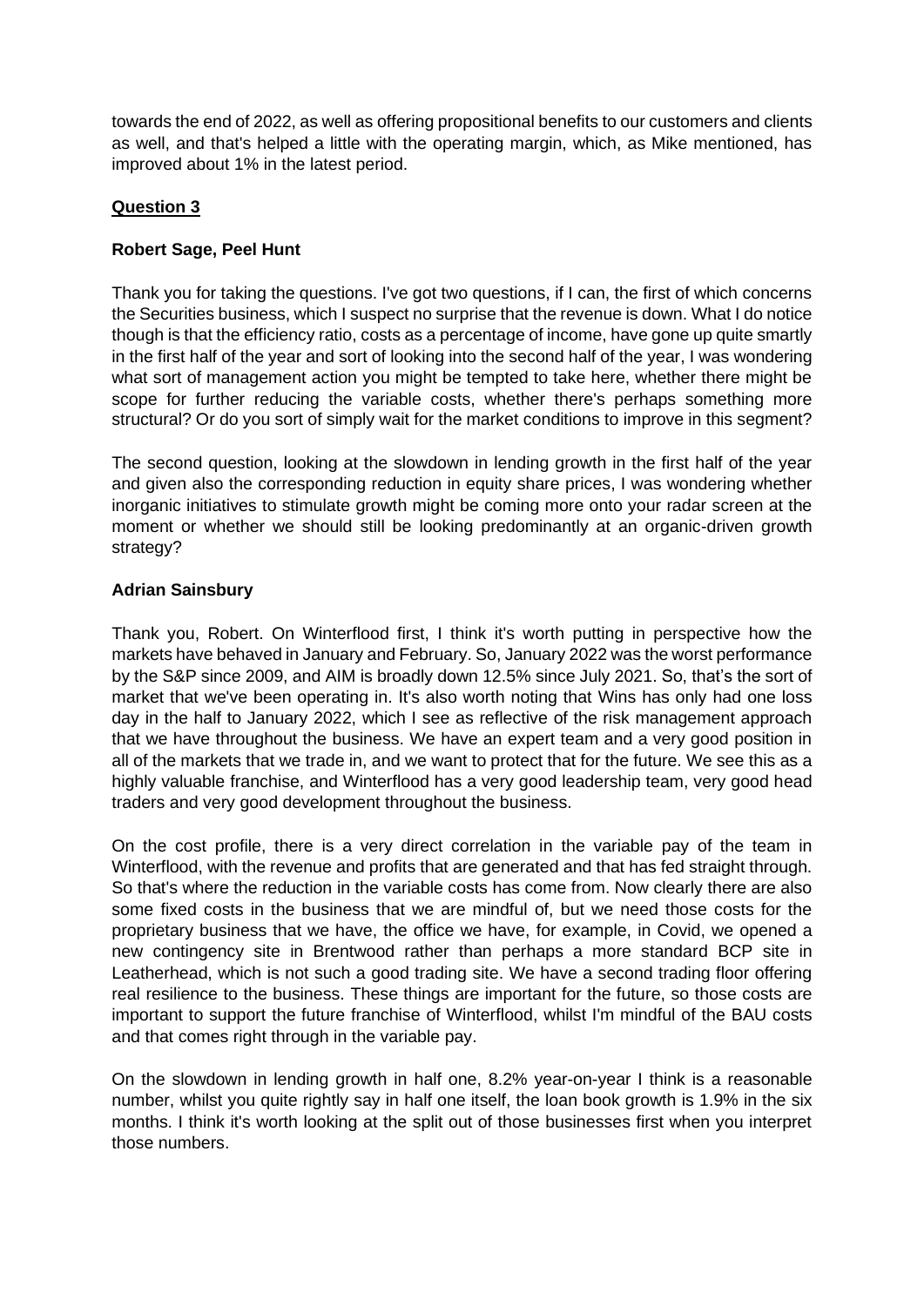towards the end of 2022, as well as offering propositional benefits to our customers and clients as well, and that's helped a little with the operating margin, which, as Mike mentioned, has improved about 1% in the latest period.

**Question 3**

**Robert Sage, Peel Hunt**

Thank you for taking the questions. I've got two questions, if I can, the first of which concerns the Securities business, which I suspect no surprise that the revenue is down. What I do notice though is that the efficiency ratio, costs as a percentage of income, have gone up quite smartly in the first half of the year and sort of looking into the second half of the year, I was wondering what sort of management action you might be tempted to take here, whether there might be scope for further reducing the variable costs, whether there's perhaps something more structural? Or do you sort of simply wait for the market conditions to improve in this segment?

The second question, looking at the slowdown in lending growth in the first half of the year and given also the corresponding reduction in equity share prices, I was wondering whether inorganic initiatives to stimulate growth might be coming more onto your radar screen at the moment or whether we should still be looking predominantly at an organic-driven growth strategy?

**Adrian Sainsbury**

Thank you, Robert. On Winterflood first, I think it's worth putting in perspective how the markets have behaved in January and February. So, January 2022 was the worst performance by the S&P since 2009, and AIM is broadly down 12.5% since July 2021. So, that's the sort of market that we've been operating in. It's also worth noting that Wins has only had one loss day in the half to January 2022, which I see as reflective of the risk management approach that we have throughout the business. We have an expert team and a very good position in all of the markets that we trade in, and we want to protect that for the future. We see this as a highly valuable franchise, and Winterflood has a very good leadership team, very good head traders and very good development throughout the business.

On the cost profile, there is a very direct correlation in the variable pay of the team in Winterflood, with the revenue and profits that are generated and that has fed straight through. So that's where the reduction in the variable costs has come from. Now clearly there are also some fixed costs in the business that we are mindful of, but we need those costs for the proprietary business that we have, the office we have, for example, in Covid, we opened a new contingency site in Brentwood rather than perhaps a more standard BCP site in Leatherhead, which is not such a good trading site. We have a second trading floor offering real resilience to the business. These things are important for the future, so those costs are important to support the future franchise of Winterflood, whilst I'm mindful of the BAU costs and that comes right through in the variable pay.

On the slowdown in lending growth in half one, 8.2% year-on-year I think is a reasonable number, whilst you quite rightly say in half one itself, the loan book growth is 1.9% in the six months. I think it's worth looking at the split out of those businesses first when you interpret those numbers.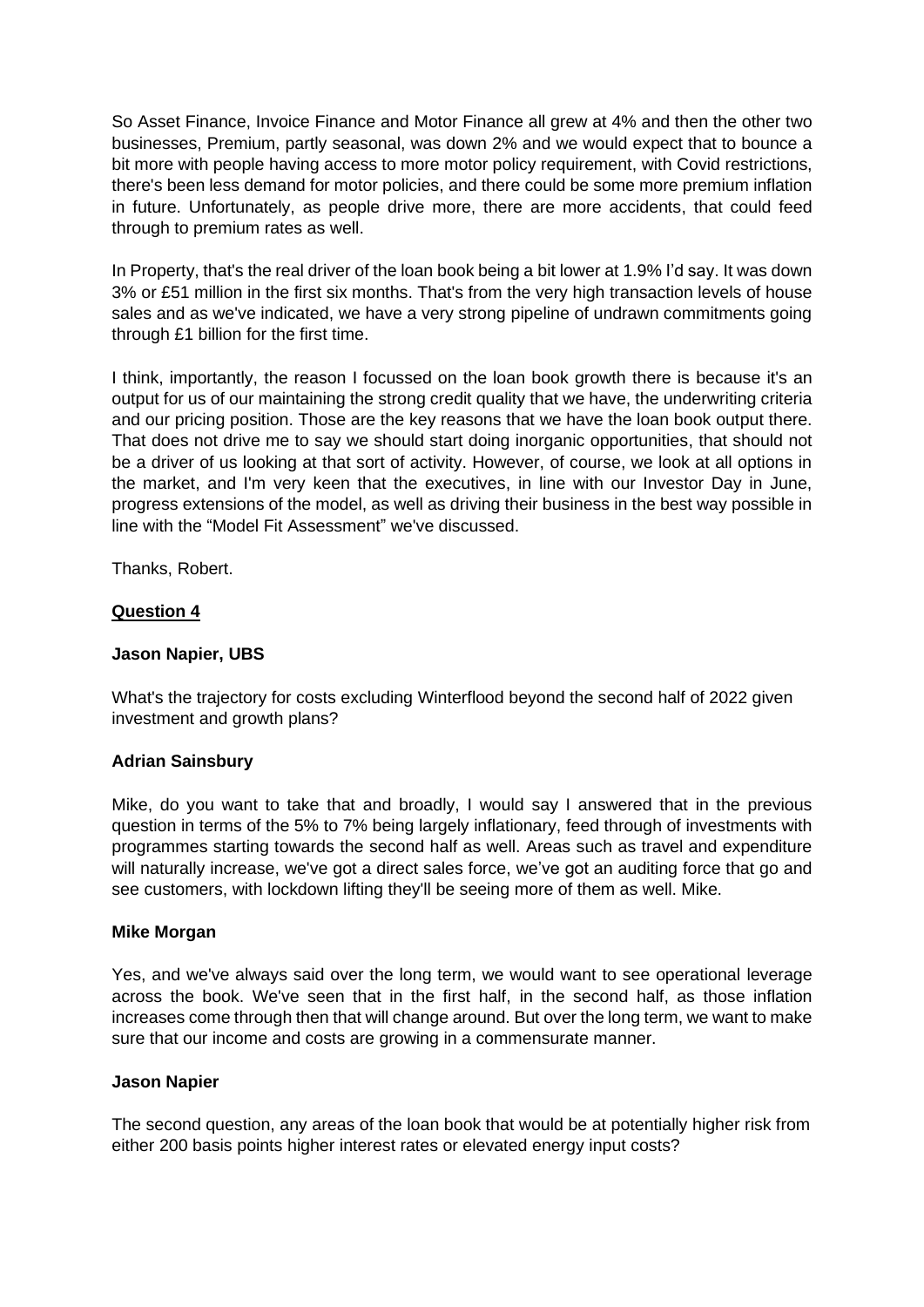So Asset Finance, Invoice Finance and Motor Finance all grew at 4% and then the other two businesses, Premium, partly seasonal, was down 2% and we would expect that to bounce a bit more with people having access to more motor policy requirement, with Covid restrictions, there's been less demand for motor policies, and there could be some more premium inflation in future. Unfortunately, as people drive more, there are more accidents, that could feed through to premium rates as well.

In Property, that's the real driver of the loan book being a bit lower at 1.9% I'd say. It was down 3% or £51 million in the first six months. That's from the very high transaction levels of house sales and as we've indicated, we have a very strong pipeline of undrawn commitments going through £1 billion for the first time.

I think, importantly, the reason I focussed on the loan book growth there is because it's an output for us of our maintaining the strong credit quality that we have, the underwriting criteria and our pricing position. Those are the key reasons that we have the loan book output there. That does not drive me to say we should start doing inorganic opportunities, that should not be a driver of us looking at that sort of activity. However, of course, we look at all options in the market, and I'm very keen that the executives, in line with our Investor Day in June, progress extensions of the model, as well as driving their business in the best way possible in line with the "Model Fit Assessment" we've discussed.

Thanks, Robert.

**Question 4**

**Jason Napier, UBS**

What's the trajectory for costs excluding Winterflood beyond the second half of 2022 given investment and growth plans?

**Adrian Sainsbury**

Mike, do you want to take that and broadly, I would say I answered that in the previous question in terms of the 5% to 7% being largely inflationary, feed through of investments with programmes starting towards the second half as well. Areas such as travel and expenditure will naturally increase, we've got a direct sales force, we've got an auditing force that go and see customers, with lockdown lifting they'll be seeing more of them as well. Mike.

**Mike Morgan**

Yes, and we've always said over the long term, we would want to see operational leverage across the book. We've seen that in the first half, in the second half, as those inflation increases come through then that will change around. But over the long term, we want to make sure that our income and costs are growing in a commensurate manner.

**Jason Napier**

The second question, any areas of the loan book that would be at potentially higher risk from either 200 basis points higher interest rates or elevated energy input costs?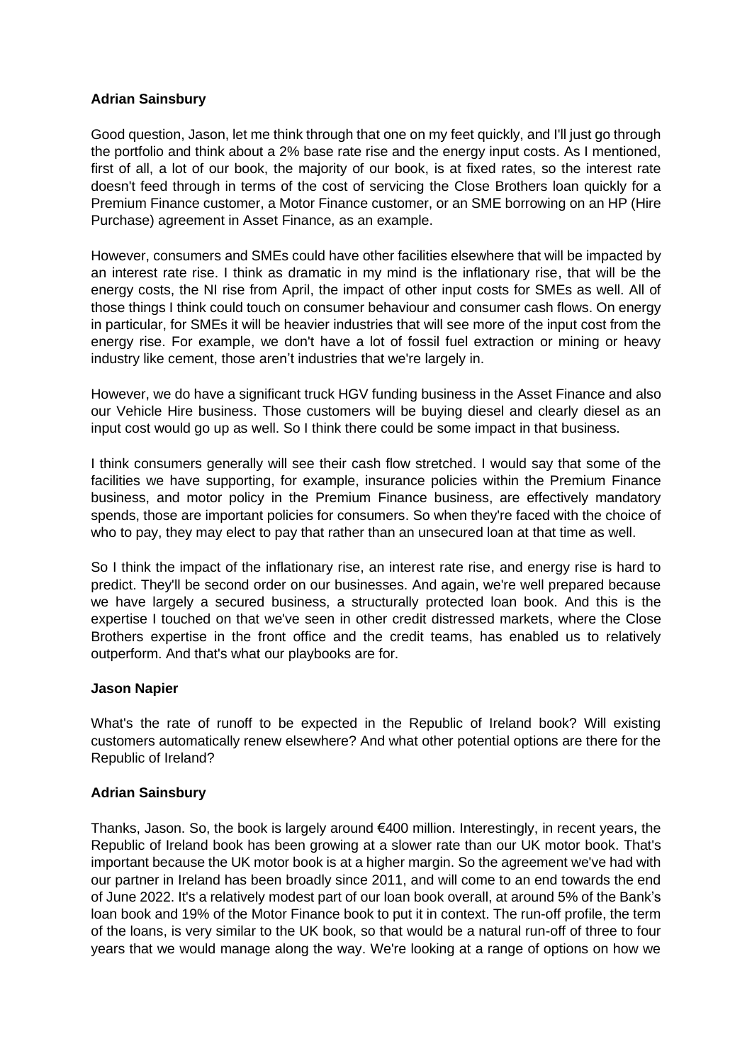**Adrian Sainsbury**

Good question, Jason, let me think through that one on my feet quickly, and I'll just go through the portfolio and think about a 2% base rate rise and the energy input costs. As I mentioned, first of all, a lot of our book, the majority of our book, is at fixed rates, so the interest rate doesn't feed through in terms of the cost of servicing the Close Brothers loan quickly for a Premium Finance customer, a Motor Finance customer, or an SME borrowing on an HP (Hire Purchase) agreement in Asset Finance, as an example.

However, consumers and SMEs could have other facilities elsewhere that will be impacted by an interest rate rise. I think as dramatic in my mind is the inflationary rise, that will be the energy costs, the NI rise from April, the impact of other input costs for SMEs as well. All of those things I think could touch on consumer behaviour and consumer cash flows. On energy in particular, for SMEs it will be heavier industries that will see more of the input cost from the energy rise. For example, we don't have a lot of fossil fuel extraction or mining or heavy industry like cement, those aren't industries that we're largely in.

However, we do have a significant truck HGV funding business in the Asset Finance and also our Vehicle Hire business. Those customers will be buying diesel and clearly diesel as an input cost would go up as well. So I think there could be some impact in that business.

I think consumers generally will see their cash flow stretched. I would say that some of the facilities we have supporting, for example, insurance policies within the Premium Finance business, and motor policy in the Premium Finance business, are effectively mandatory spends, those are important policies for consumers. So when they're faced with the choice of who to pay, they may elect to pay that rather than an unsecured loan at that time as well.

So I think the impact of the inflationary rise, an interest rate rise, and energy rise is hard to predict. They'll be second order on our businesses. And again, we're well prepared because we have largely a secured business, a structurally protected loan book. And this is the expertise I touched on that we've seen in other credit distressed markets, where the Close Brothers expertise in the front office and the credit teams, has enabled us to relatively outperform. And that's what our playbooks are for.

**Jason Napier**

What's the rate of runoff to be expected in the Republic of Ireland book? Will existing customers automatically renew elsewhere? And what other potential options are there for the Republic of Ireland?

**Adrian Sainsbury**

Thanks, Jason. So, the book is largely around €400 million. Interestingly, in recent years, the Republic of Ireland book has been growing at a slower rate than our UK motor book. That's important because the UK motor book is at a higher margin. So the agreement we've had with our partner in Ireland has been broadly since 2011, and will come to an end towards the end of June 2022. It's a relatively modest part of our loan book overall, at around 5% of the Bank's loan book and 19% of the Motor Finance book to put it in context. The run-off profile, the term of the loans, is very similar to the UK book, so that would be a natural run-off of three to four years that we would manage along the way. We're looking at a range of options on how we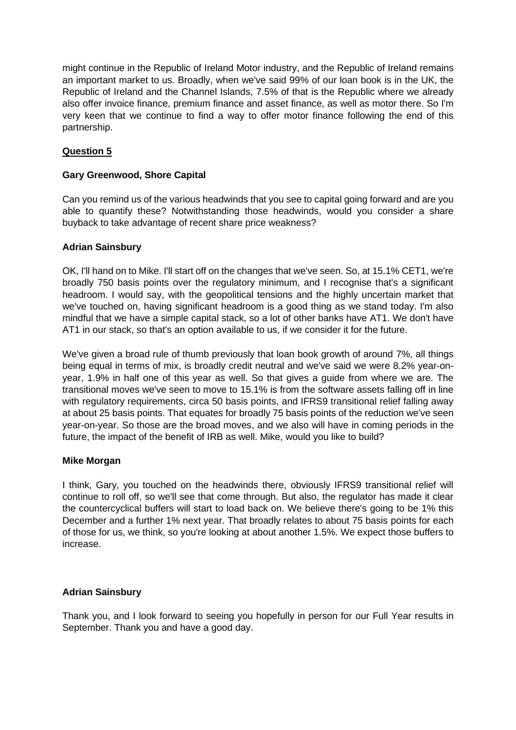might continue in the Republic of Ireland Motor industry, and the Republic of Ireland remains an important market to us. Broadly, when we've said 99% of our loan book is in the UK, the Republic of Ireland and the Channel Islands, 7.5% of that is the Republic where we already also offer invoice finance, premium finance and asset finance, as well as motor there. So I'm very keen that we continue to find a way to offer motor finance following the end of this partnership.

## Question 5

**Gary Greenwood, Shore Capital**

Can you remind us of the various headwinds that you see to capital going forward and are you able to quantify these? Notwithstanding those headwinds, would you consider a share buyback to take advantage of recent share price weakness?

**Adrian Sainsbury**

OK, I'll hand on to Mike. I'll start off on the changes that we've seen. So, at 15.1% CET1, we're broadly 750 basis points over the regulatory minimum, and I recognise that's a significant headroom. I would say, with the geopolitical tensions and the highly uncertain market that we've touched on, having significant headroom is a good thing as we stand today. I'm also mindful that we have a simple capital stack, so a lot of other banks have AT1. We don't have AT1 in our stack, so that's an option available to us, if we consider it for the future.

We've given a broad rule of thumb previously that loan book growth of around 7%, all things being equal in terms of mix, is broadly credit neutral and we've said we were 8.2% year-on-year, 1.9% in half one of this year as well. So that gives a guide from where we are. The transitional moves we've seen to move to 15.1% is from the software assets falling off in line with regulatory requirements, circa 50 basis points, and IFRS9 transitional relief falling away at about 25 basis points. That equates for broadly 75 basis points of the reduction we've seen year-on-year. So those are the broad moves, and we also will have in coming periods in the future, the impact of the benefit of IRB as well. Mike, would you like to build?

**Mike Morgan**

I think, Gary, you touched on the headwinds there, obviously IFRS9 transitional relief will continue to roll off, so we'll see that come through. But also, the regulator has made it clear the countercyclical buffers will start to load back on. We believe there's going to be 1% this December and a further 1% next year. That broadly relates to about 75 basis points for each of those for us, we think, so you're looking at about another 1.5%. We expect those buffers to increase.

**Adrian Sainsbury**

Thank you, and I look forward to seeing you hopefully in person for our Full Year results in September. Thank you and have a good day.